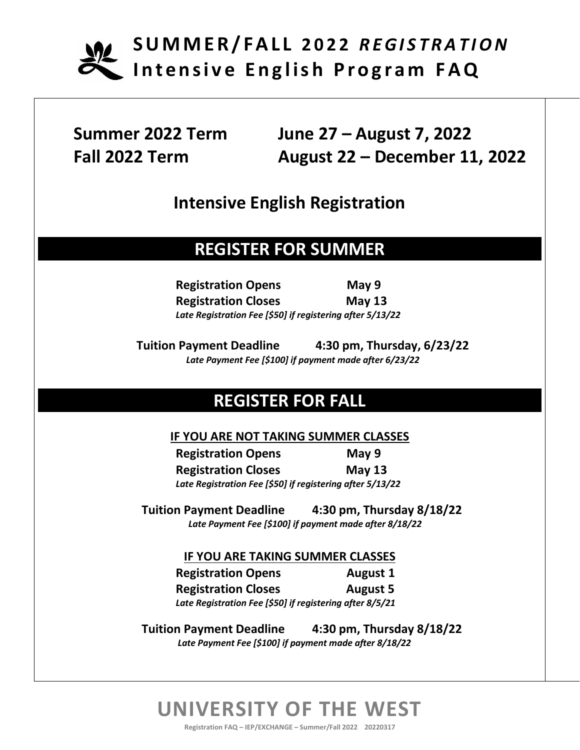# SUMMER/FALL 2022 *REGISTRATION*
# Intensive English Program FAQ

**Summer 2022 Term** June 27 – August 7, 2022

**Fall 2022 Term** August 22 – December 11, 2022

## Intensive English Registration

## REGISTER FOR SUMMER

**Registration Opens** May 9

**Registration Closes** May 13

*Late Registration Fee [$50] if registering after 5/13/22*

**Tuition Payment Deadline** 4:30 pm, Thursday, 6/23/22

*Late Payment Fee [$100] if payment made after 6/23/22*

## REGISTER FOR FALL

**IF YOU ARE NOT TAKING SUMMER CLASSES**

**Registration Opens** May 9

**Registration Closes** May 13

*Late Registration Fee [$50] if registering after 5/13/22*

**Tuition Payment Deadline** 4:30 pm, Thursday 8/18/22

*Late Payment Fee [$100] if payment made after 8/18/22*

**IF YOU ARE TAKING SUMMER CLASSES**

**Registration Opens** August 1

**Registration Closes** August 5

*Late Registration Fee [$50] if registering after 8/5/21*

**Tuition Payment Deadline** 4:30 pm, Thursday 8/18/22

*Late Payment Fee [$100] if payment made after 8/18/22*

**UNIVERSITY OF THE WEST**

Registration FAQ – IEP/EXCHANGE – Summer/Fall 2022 20220317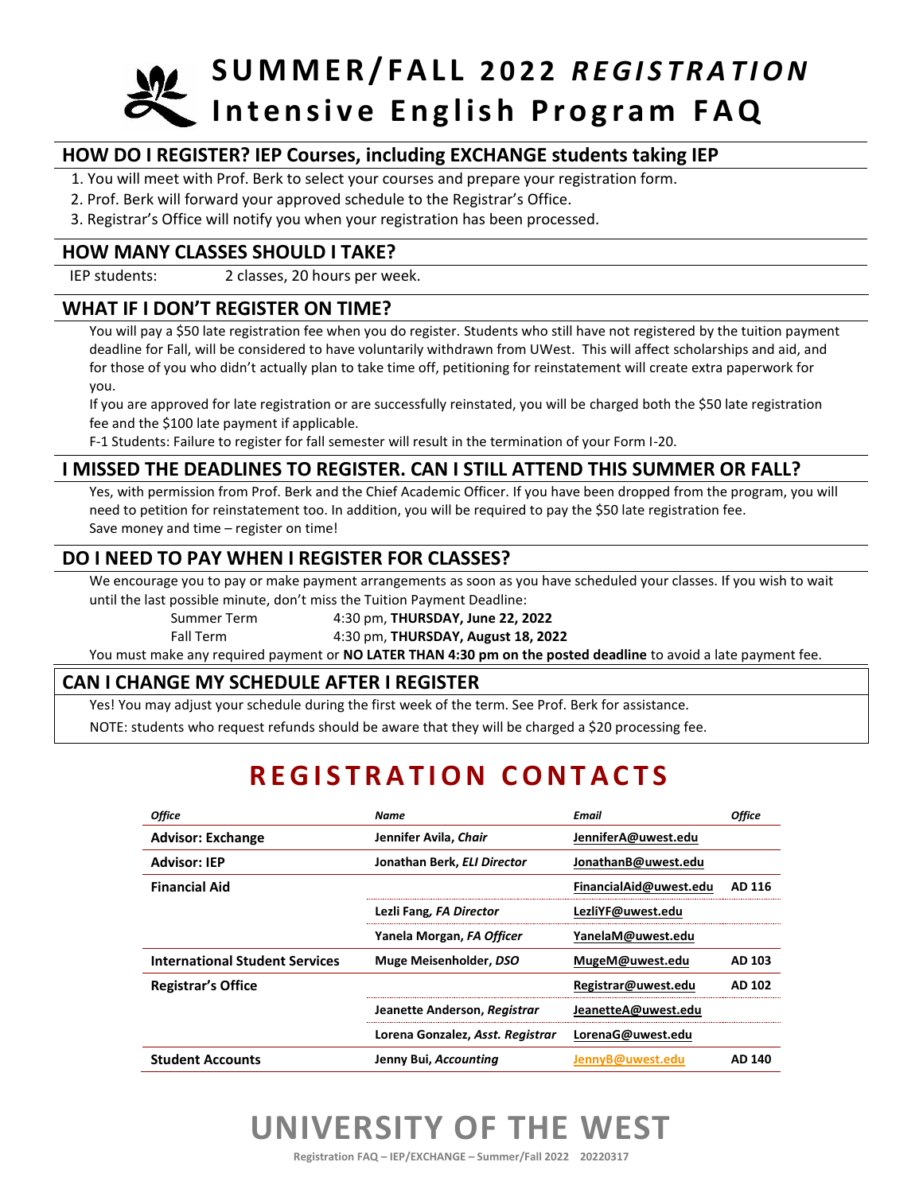# SUMMER/FALL 2022 *REGISTRATION* Intensive English Program FAQ

## HOW DO I REGISTER? IEP Courses, including EXCHANGE students taking IEP

1. You will meet with Prof. Berk to select your courses and prepare your registration form.
2. Prof. Berk will forward your approved schedule to the Registrar's Office.
3. Registrar's Office will notify you when your registration has been processed.

## HOW MANY CLASSES SHOULD I TAKE?

IEP students: 2 classes, 20 hours per week.

## WHAT IF I DON'T REGISTER ON TIME?

You will pay a $50 late registration fee when you do register. Students who still have not registered by the tuition payment deadline for Fall, will be considered to have voluntarily withdrawn from UWest. This will affect scholarships and aid, and for those of you who didn't actually plan to take time off, petitioning for reinstatement will create extra paperwork for you.

If you are approved for late registration or are successfully reinstated, you will be charged both the $50 late registration fee and the $100 late payment if applicable.

F-1 Students: Failure to register for fall semester will result in the termination of your Form I-20.

## I MISSED THE DEADLINES TO REGISTER. CAN I STILL ATTEND THIS SUMMER OR FALL?

Yes, with permission from Prof. Berk and the Chief Academic Officer. If you have been dropped from the program, you will need to petition for reinstatement too. In addition, you will be required to pay the $50 late registration fee.

Save money and time – register on time!

## DO I NEED TO PAY WHEN I REGISTER FOR CLASSES?

We encourage you to pay or make payment arrangements as soon as you have scheduled your classes. If you wish to wait until the last possible minute, don't miss the Tuition Payment Deadline:

Summer Term 4:30 pm, **THURSDAY, June 22, 2022**

Fall Term 4:30 pm, **THURSDAY, August 18, 2022**

You must make any required payment or **NO LATER THAN 4:30 pm on the posted deadline** to avoid a late payment fee.

## CAN I CHANGE MY SCHEDULE AFTER I REGISTER

Yes! You may adjust your schedule during the first week of the term. See Prof. Berk for assistance.

NOTE: students who request refunds should be aware that they will be charged a $20 processing fee.

# REGISTRATION CONTACTS

| *Office* | *Name* | *Email* | *Office* |
|---|---|---|---|
| **Advisor: Exchange** | **Jennifer Avila, *Chair*** | **JenniferA@uwest.edu** | |
| **Advisor: IEP** | **Jonathan Berk, *ELI Director*** | **JonathanB@uwest.edu** | |
| **Financial Aid** | | **FinancialAid@uwest.edu** | **AD 116** |
| | **Lezli Fang, *FA Director*** | **LezliYF@uwest.edu** | |
| | **Yanela Morgan, *FA Officer*** | **YanelaM@uwest.edu** | |
| **International Student Services** | **Muge Meisenholder, *DSO*** | **MugeM@uwest.edu** | **AD 103** |
| **Registrar's Office** | | **Registrar@uwest.edu** | **AD 102** |
| | **Jeanette Anderson, *Registrar*** | **JeanetteA@uwest.edu** | |
| | **Lorena Gonzalez, *Asst. Registrar*** | **LorenaG@uwest.edu** | |
| **Student Accounts** | **Jenny Bui, *Accounting*** | **JennyB@uwest.edu** | **AD 140** |

# UNIVERSITY OF THE WEST